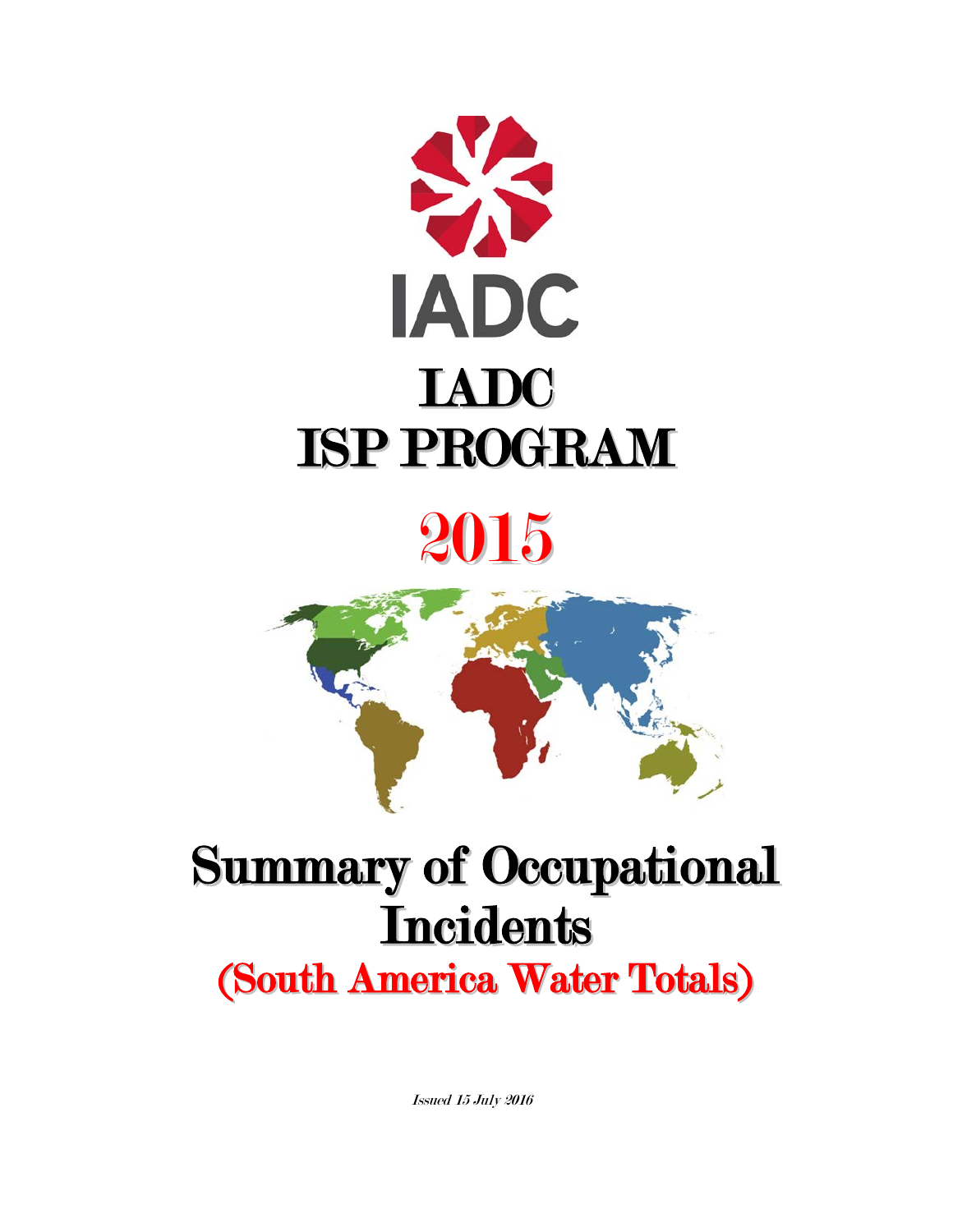# IADC

# ISP PROGRAM

# 2015

# Summary of Occupational Incidents

## (South America Water Totals)

*Issued 15 July 2016*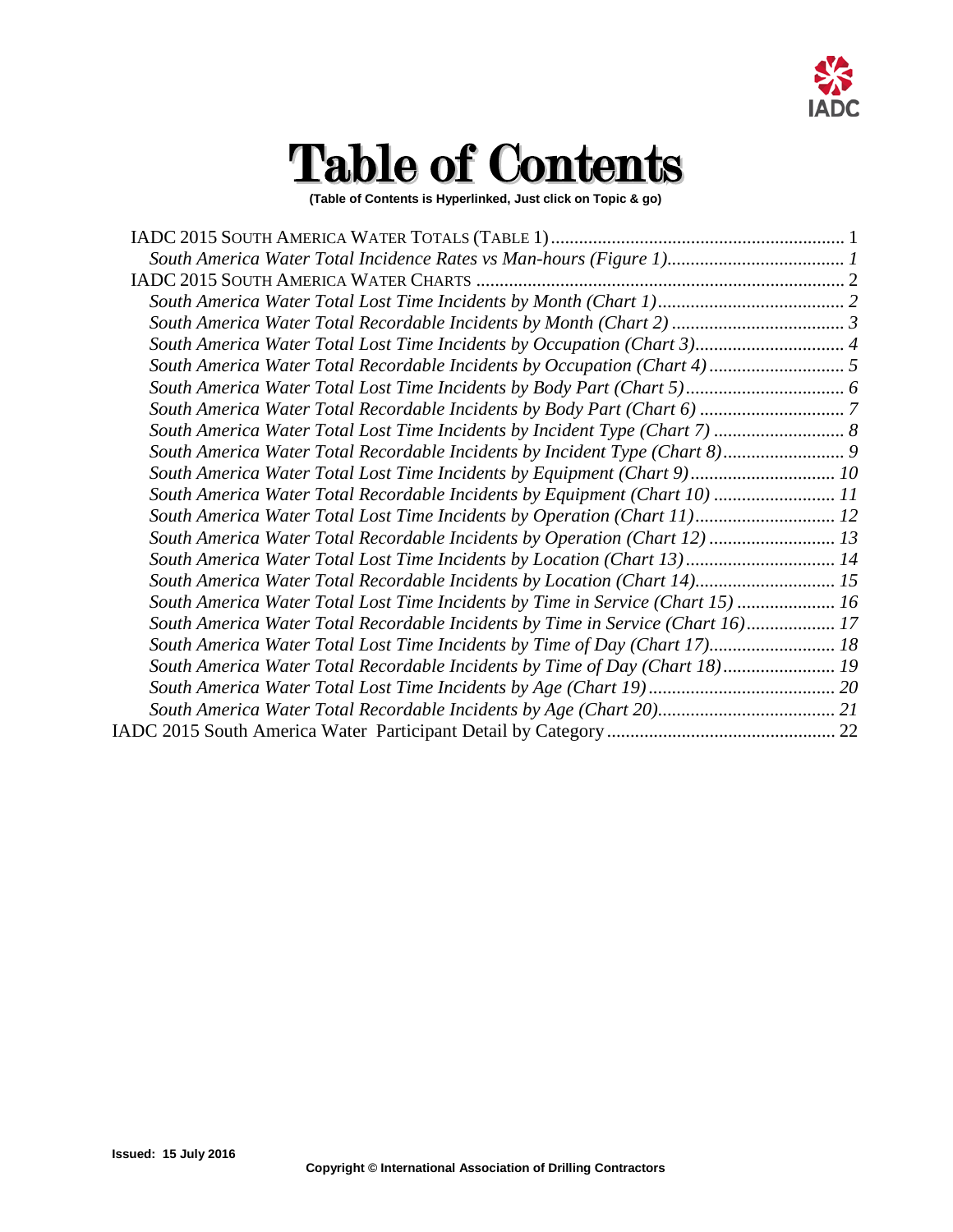# Table of Contents

**(Table of Contents is Hyperlinked, Just click on Topic & go)**

IADC 2015 SOUTH AMERICA WATER TOTALS (TABLE 1) .............................................................. 1
- *South America Water Total Incidence Rates vs Man-hours (Figure 1)...................................... 1*

IADC 2015 SOUTH AMERICA WATER CHARTS ............................................................................ 2
- *South America Water Total Lost Time Incidents by Month (Chart 1)......................................... 2*
- *South America Water Total Recordable Incidents by Month (Chart 2) ..................................... 3*
- *South America Water Total Lost Time Incidents by Occupation (Chart 3)................................ 4*
- *South America Water Total Recordable Incidents by Occupation (Chart 4) ............................ 5*
- *South America Water Total Lost Time Incidents by Body Part (Chart 5).................................. 6*
- *South America Water Total Recordable Incidents by Body Part (Chart 6) ............................... 7*
- *South America Water Total Lost Time Incidents by Incident Type (Chart 7) ............................ 8*
- *South America Water Total Recordable Incidents by Incident Type (Chart 8).......................... 9*
- *South America Water Total Lost Time Incidents by Equipment (Chart 9)............................... 10*
- *South America Water Total Recordable Incidents by Equipment (Chart 10) .......................... 11*
- *South America Water Total Lost Time Incidents by Operation (Chart 11).............................. 12*
- *South America Water Total Recordable Incidents by Operation (Chart 12) ........................... 13*
- *South America Water Total Lost Time Incidents by Location (Chart 13)................................ 14*
- *South America Water Total Recordable Incidents by Location (Chart 14).............................. 15*
- *South America Water Total Lost Time Incidents by Time in Service (Chart 15) ..................... 16*
- *South America Water Total Recordable Incidents by Time in Service (Chart 16)................... 17*
- *South America Water Total Lost Time Incidents by Time of Day (Chart 17)........................... 18*
- *South America Water Total Recordable Incidents by Time of Day (Chart 18)........................ 19*
- *South America Water Total Lost Time Incidents by Age (Chart 19)........................................ 20*
- *South America Water Total Recordable Incidents by Age (Chart 20)...................................... 21*

IADC 2015 South America Water Participant Detail by Category ................................................. 22

**Issued: 15 July 2016**

**Copyright © International Association of Drilling Contractors**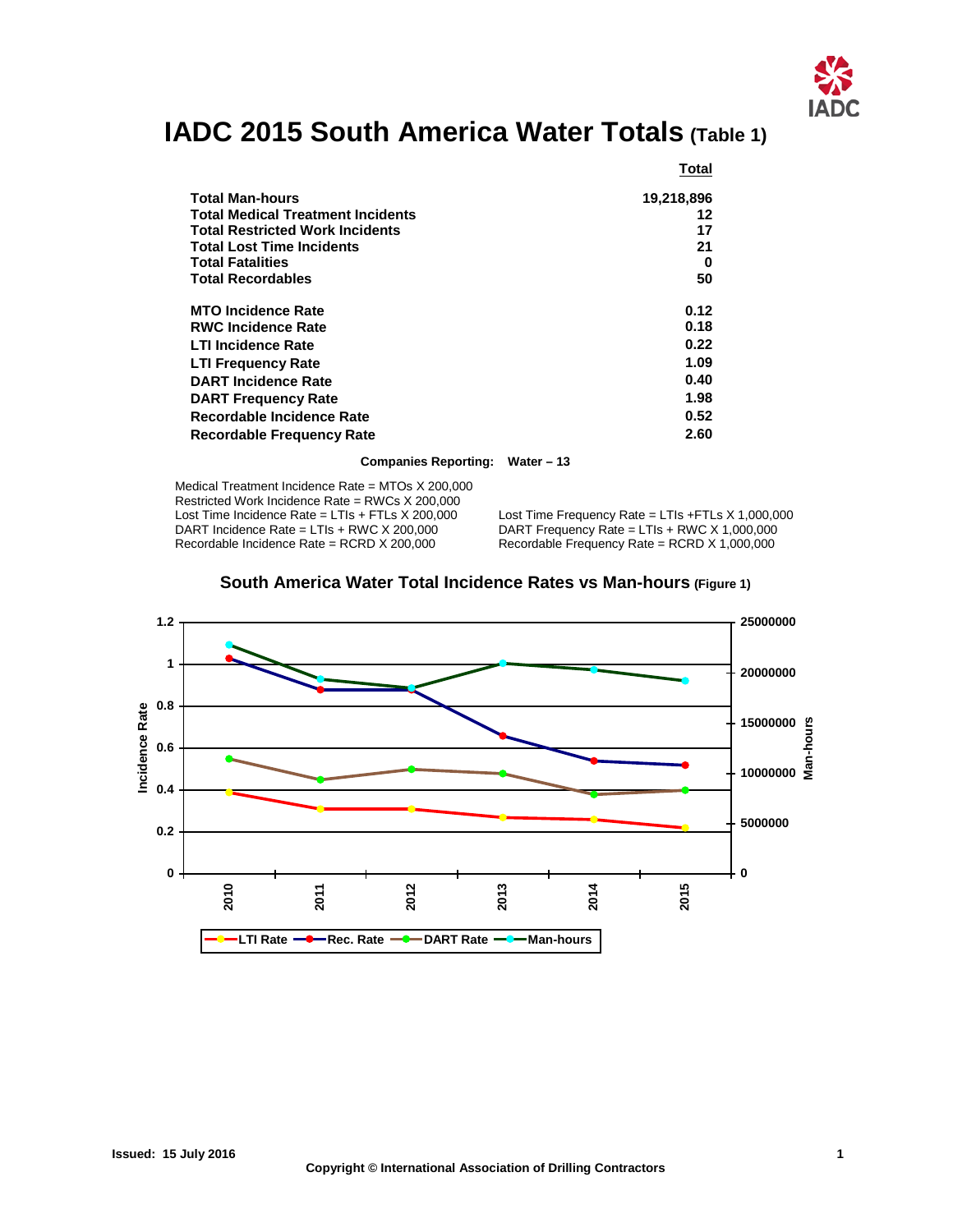# IADC 2015 South America Water Totals (Table 1)

| | Total |
|---|---|
| **Total Man-hours** | **19,218,896** |
| **Total Medical Treatment Incidents** | **12** |
| **Total Restricted Work Incidents** | **17** |
| **Total Lost Time Incidents** | **21** |
| **Total Fatalities** | **0** |
| **Total Recordables** | **50** |
| | |
| **MTO Incidence Rate** | **0.12** |
| **RWC Incidence Rate** | **0.18** |
| **LTI Incidence Rate** | **0.22** |
| **LTI Frequency Rate** | **1.09** |
| **DART Incidence Rate** | **0.40** |
| **DART Frequency Rate** | **1.98** |
| **Recordable Incidence Rate** | **0.52** |
| **Recordable Frequency Rate** | **2.60** |

**Companies Reporting: Water – 13**

Medical Treatment Incidence Rate = MTOs X 200,000
Restricted Work Incidence Rate = RWCs X 200,000
Lost Time Incidence Rate = LTIs + FTLs X 200,000
DART Incidence Rate = LTIs + RWC X 200,000
Recordable Incidence Rate = RCRD X 200,000

Lost Time Frequency Rate = LTIs +FTLs X 1,000,000
DART Frequency Rate = LTIs + RWC X 1,000,000
Recordable Frequency Rate = RCRD X 1,000,000

## South America Water Total Incidence Rates vs Man-hours (Figure 1)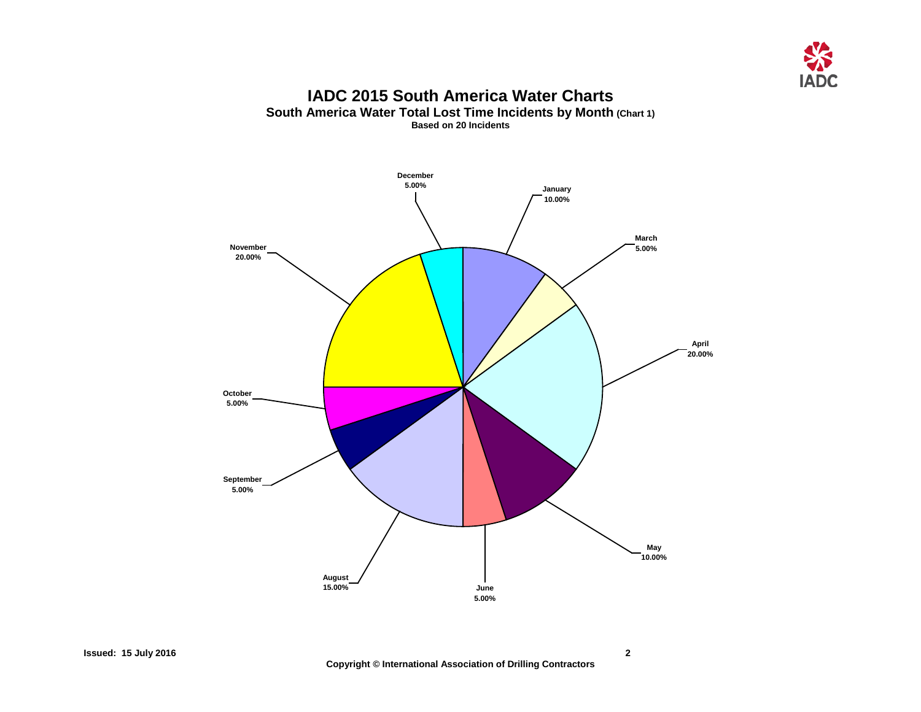# IADC 2015 South America Water Charts

**South America Water Total Lost Time Incidents by Month (Chart 1)**

**Based on 20 Incidents**

| Month | Percentage |
| --- | --- |
| January | 10.00% |
| March | 5.00% |
| April | 20.00% |
| May | 10.00% |
| June | 5.00% |
| August | 15.00% |
| September | 5.00% |
| October | 5.00% |
| November | 20.00% |
| December | 5.00% |

**Issued: 15 July 2016**

**Copyright © International Association of Drilling Contractors**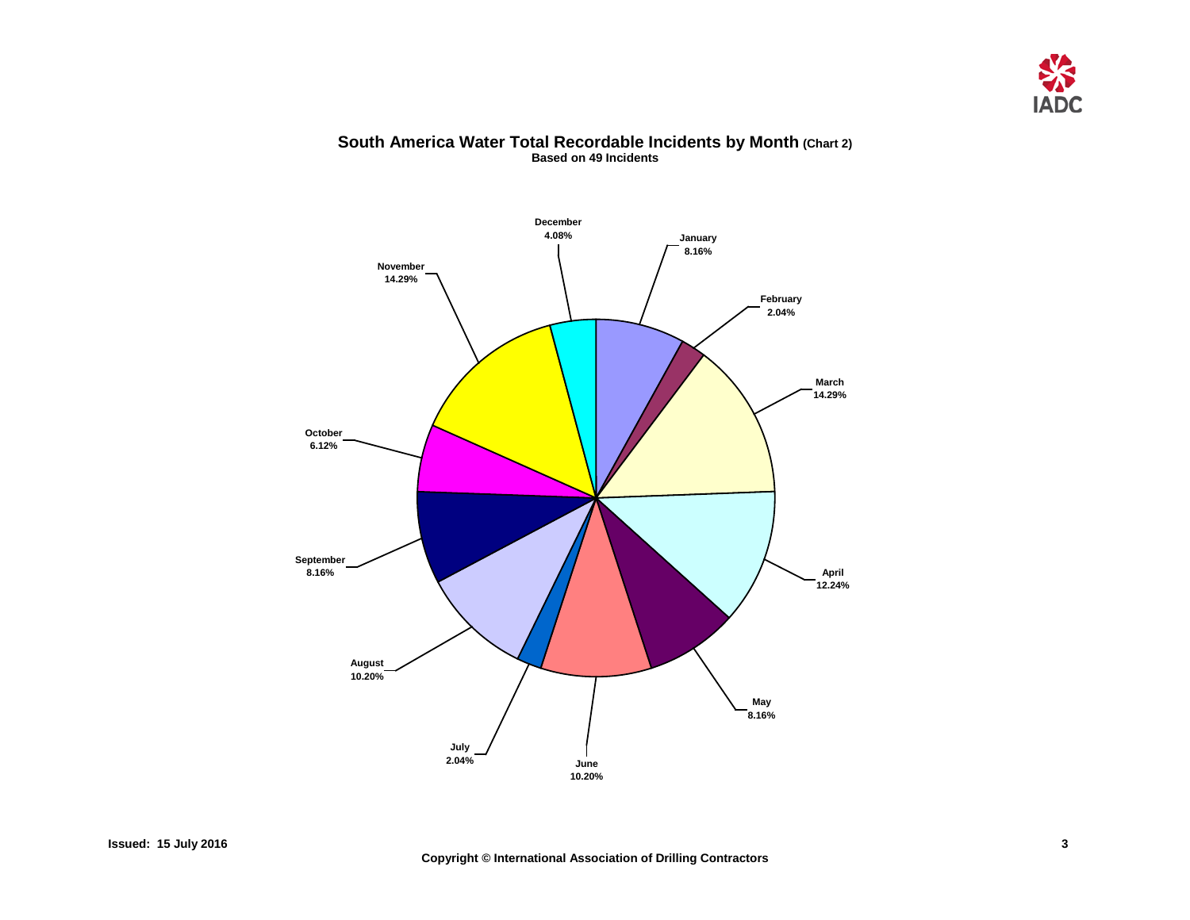# South America Water Total Recordable Incidents by Month (Chart 2)

**Based on 49 Incidents**

| Month | Percentage |
| --- | --- |
| January | 8.16% |
| February | 2.04% |
| March | 14.29% |
| April | 12.24% |
| May | 8.16% |
| June | 10.20% |
| July | 2.04% |
| August | 10.20% |
| September | 8.16% |
| October | 6.12% |
| November | 14.29% |
| December | 4.08% |

**Issued: 15 July 2016**

**Copyright © International Association of Drilling Contractors**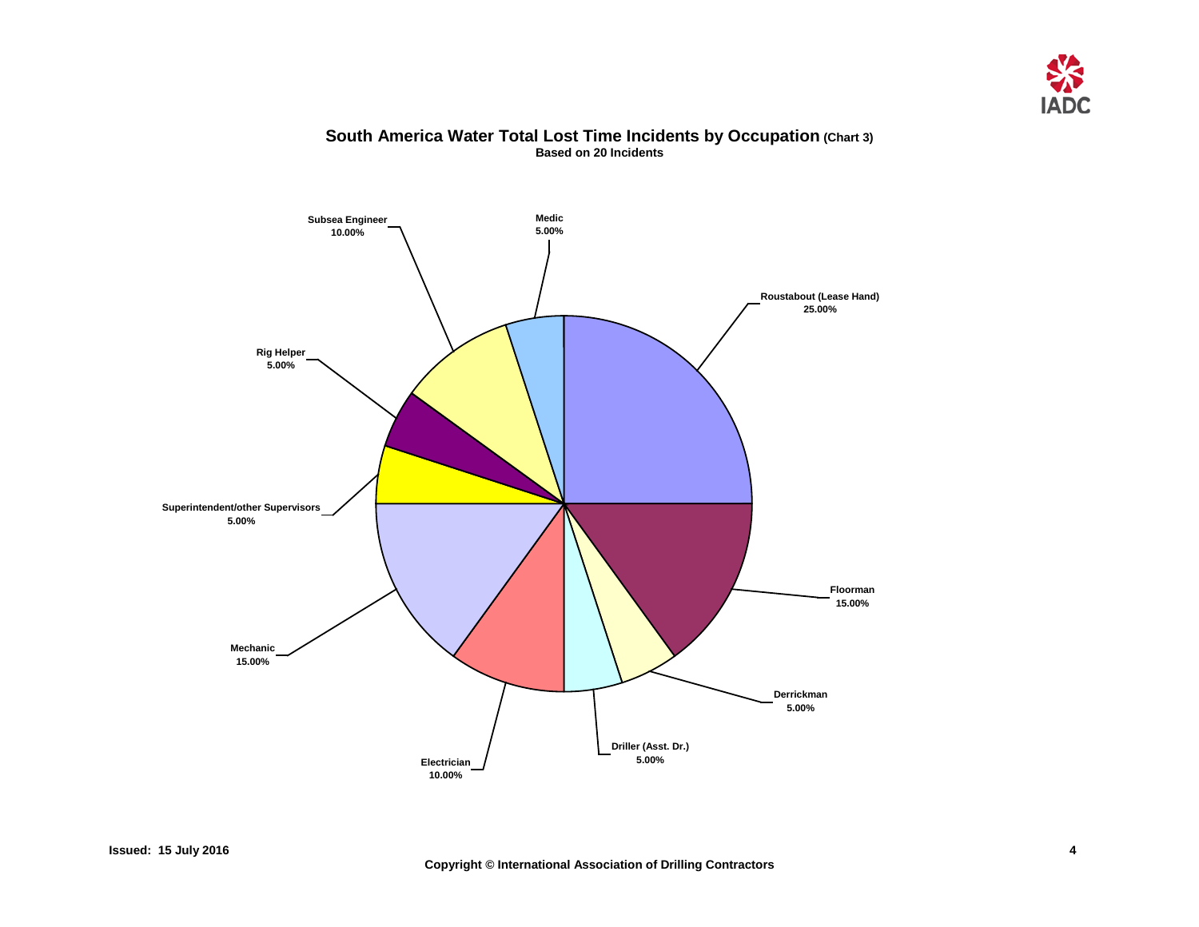## South America Water Total Lost Time Incidents by Occupation (Chart 3)

**Based on 20 Incidents**

Roustabout (Lease Hand) 25.00%

Floorman 15.00%

Derrickman 5.00%

Driller (Asst. Dr.) 5.00%

Electrician 10.00%

Mechanic 15.00%

Superintendent/other Supervisors 5.00%

Rig Helper 5.00%

Subsea Engineer 10.00%

Medic 5.00%

Issued: 15 July 2016

Copyright © International Association of Drilling Contractors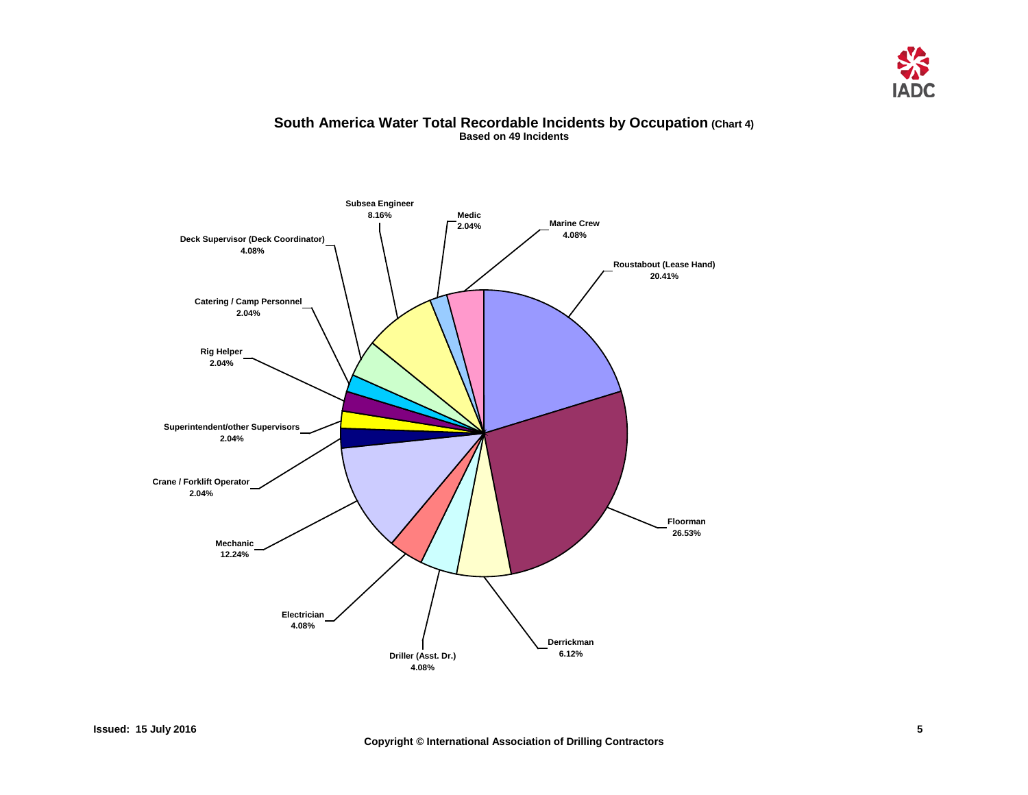# South America Water Total Recordable Incidents by Occupation (Chart 4)

**Based on 49 Incidents**

| Occupation | Percentage |
|---|---|
| Roustabout (Lease Hand) | 20.41% |
| Floorman | 26.53% |
| Derrickman | 6.12% |
| Driller (Asst. Dr.) | 4.08% |
| Electrician | 4.08% |
| Mechanic | 12.24% |
| Crane / Forklift Operator | 2.04% |
| Superintendent/other Supervisors | 2.04% |
| Rig Helper | 2.04% |
| Catering / Camp Personnel | 2.04% |
| Deck Supervisor (Deck Coordinator) | 4.08% |
| Subsea Engineer | 8.16% |
| Medic | 2.04% |
| Marine Crew | 4.08% |

Issued: 15 July 2016

Copyright © International Association of Drilling Contractors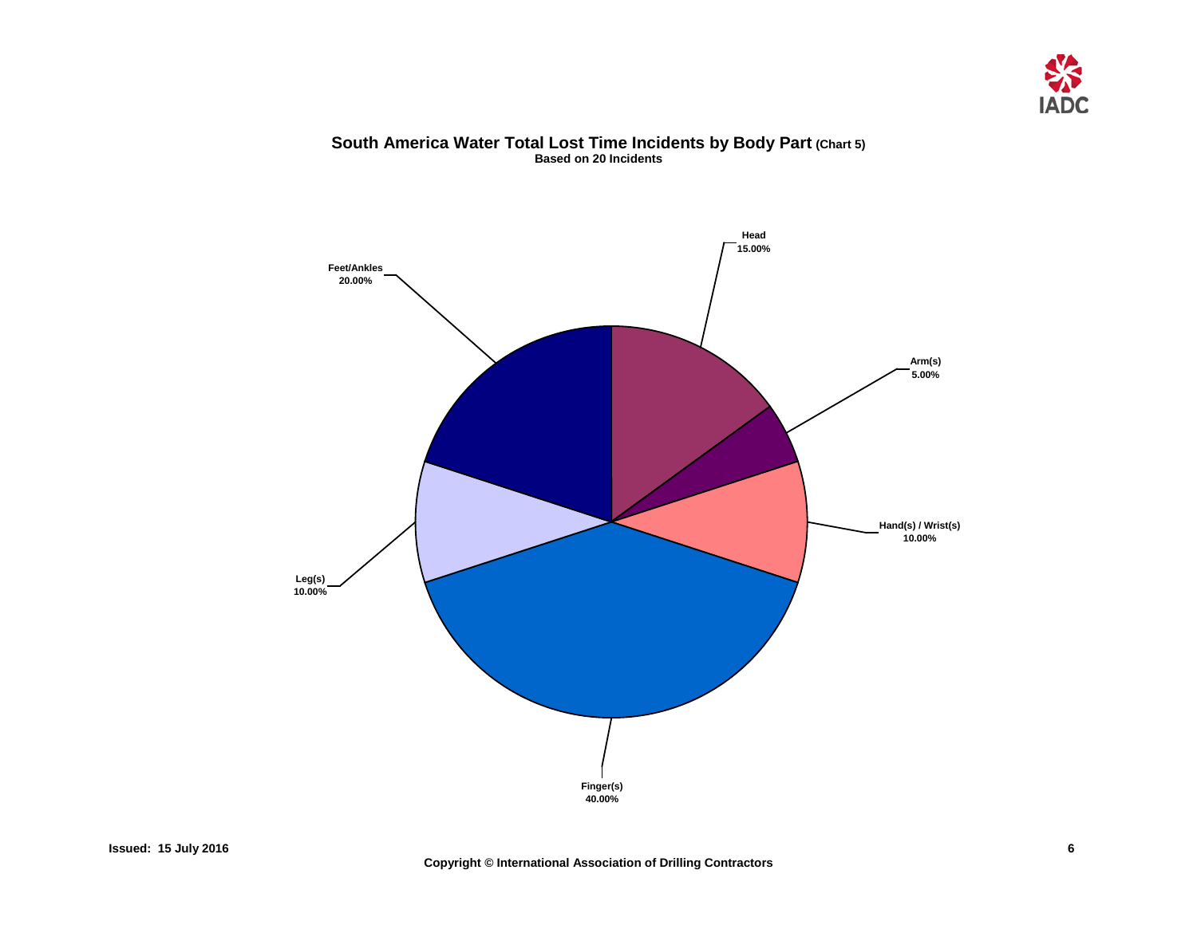## South America Water Total Lost Time Incidents by Body Part (Chart 5)

**Based on 20 Incidents**

| Body Part | Percentage |
| --- | --- |
| Head | 15.00% |
| Arm(s) | 5.00% |
| Hand(s) / Wrist(s) | 10.00% |
| Finger(s) | 40.00% |
| Leg(s) | 10.00% |
| Feet/Ankles | 20.00% |

Issued: 15 July 2016

Copyright © International Association of Drilling Contractors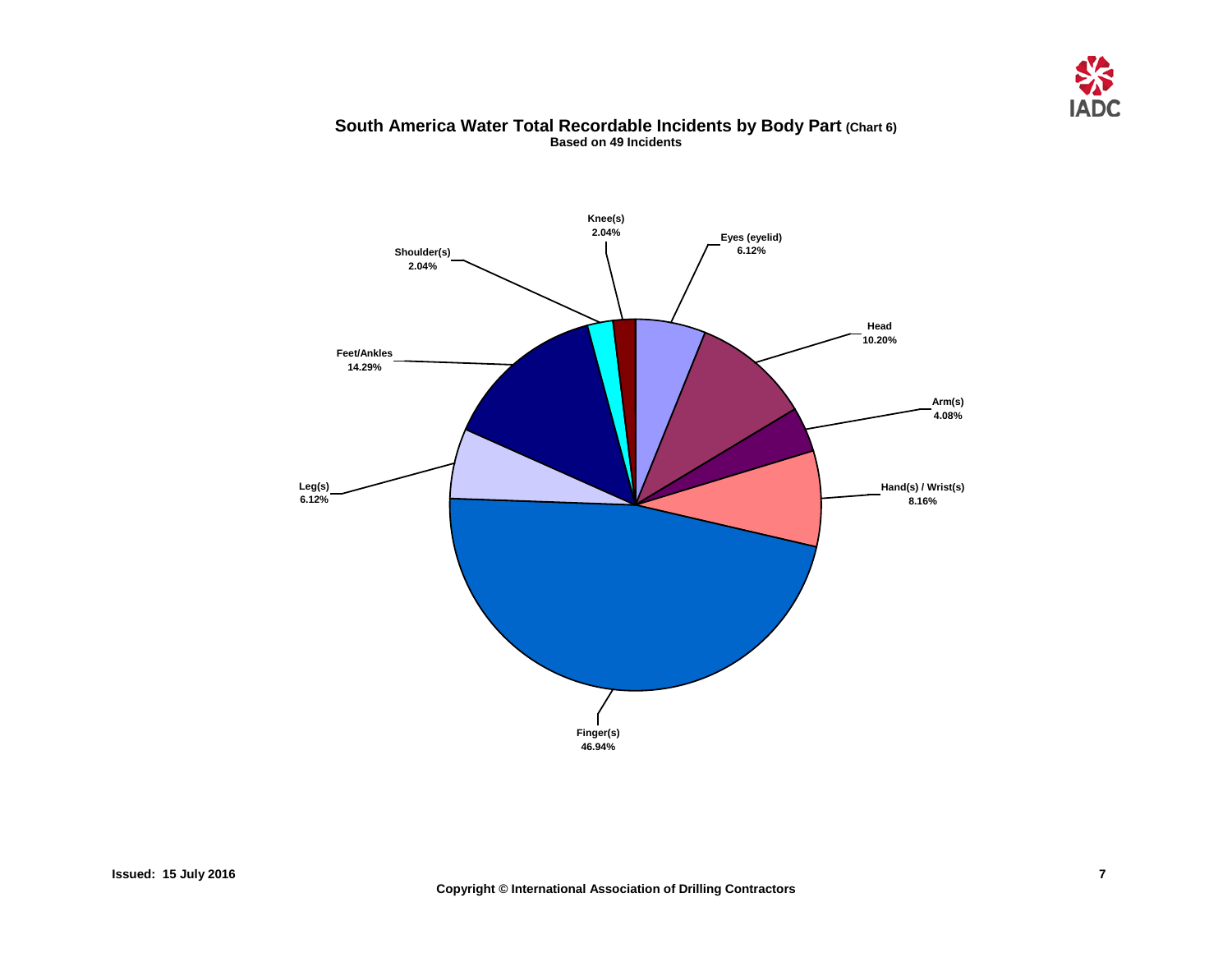## South America Water Total Recordable Incidents by Body Part (Chart 6)

**Based on 49 Incidents**

| Body Part | Percentage |
| --- | --- |
| Eyes (eyelid) | 6.12% |
| Head | 10.20% |
| Arm(s) | 4.08% |
| Hand(s) / Wrist(s) | 8.16% |
| Finger(s) | 46.94% |
| Leg(s) | 6.12% |
| Feet/Ankles | 14.29% |
| Shoulder(s) | 2.04% |
| Knee(s) | 2.04% |

Issued: 15 July 2016

Copyright © International Association of Drilling Contractors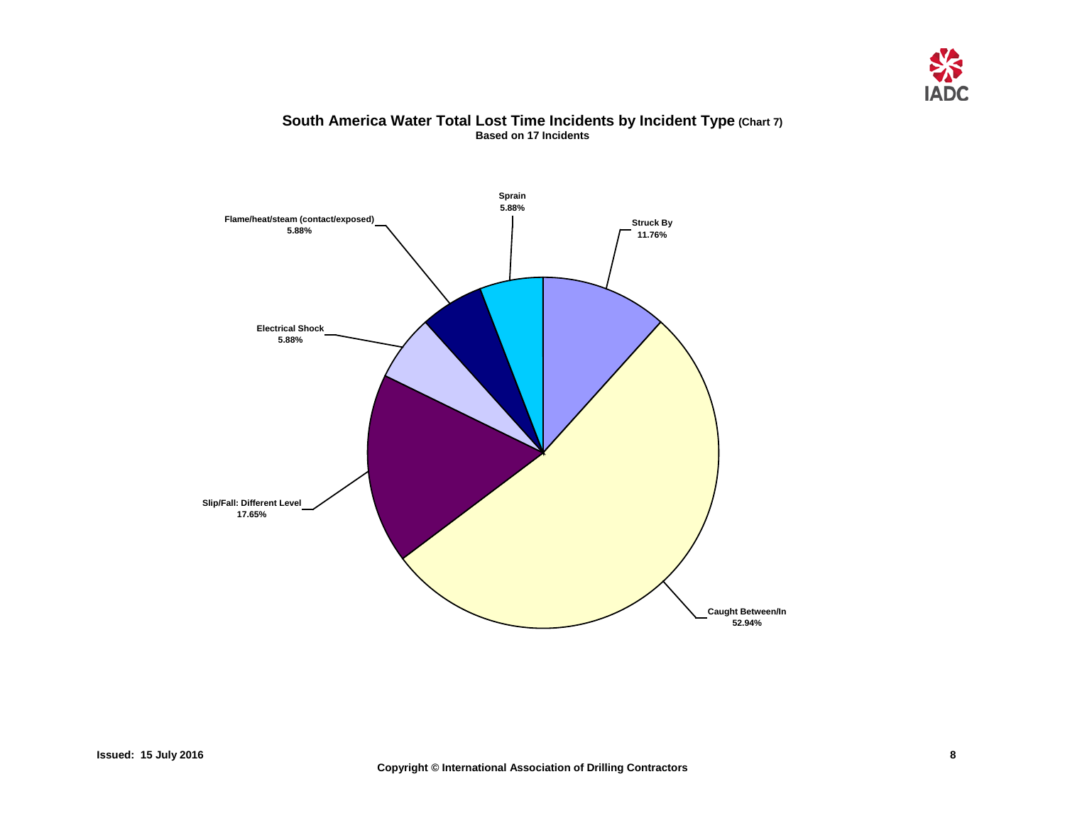## South America Water Total Lost Time Incidents by Incident Type (Chart 7)

**Based on 17 Incidents**

| Incident Type | Percentage |
|---|---|
| Sprain | 5.88% |
| Struck By | 11.76% |
| Flame/heat/steam (contact/exposed) | 5.88% |
| Electrical Shock | 5.88% |
| Slip/Fall: Different Level | 17.65% |
| Caught Between/In | 52.94% |

Issued: 15 July 2016

Copyright © International Association of Drilling Contractors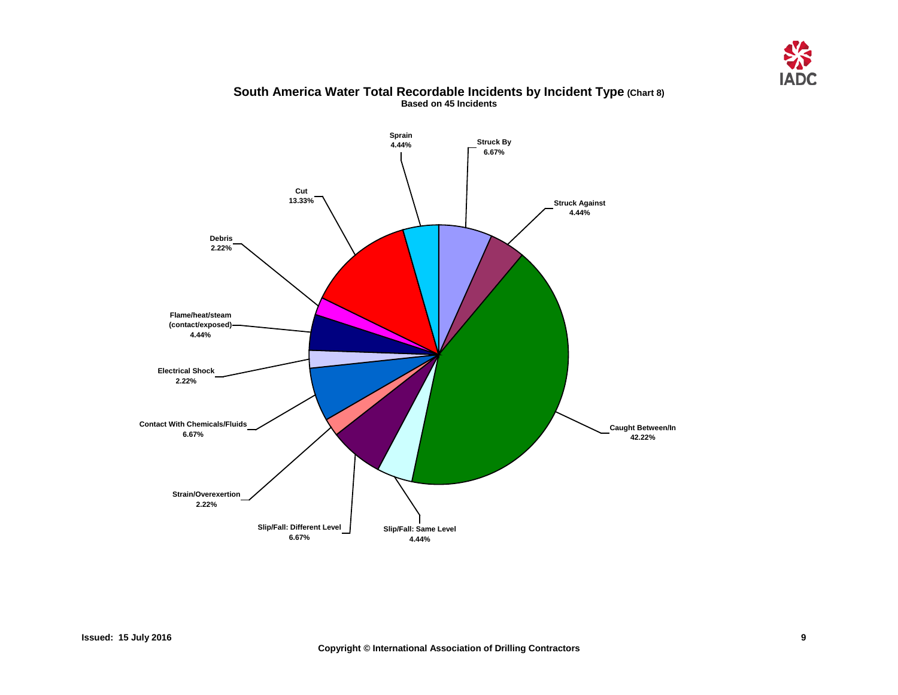## South America Water Total Recordable Incidents by Incident Type (Chart 8)

**Based on 45 Incidents**

| Incident Type | Percentage |
|---|---|
| Struck By | 6.67% |
| Struck Against | 4.44% |
| Caught Between/In | 42.22% |
| Slip/Fall: Same Level | 4.44% |
| Slip/Fall: Different Level | 6.67% |
| Strain/Overexertion | 2.22% |
| Contact With Chemicals/Fluids | 6.67% |
| Electrical Shock | 2.22% |
| Flame/heat/steam (contact/exposed) | 4.44% |
| Debris | 2.22% |
| Cut | 13.33% |
| Sprain | 4.44% |

**Issued: 15 July 2016**

**Copyright © International Association of Drilling Contractors**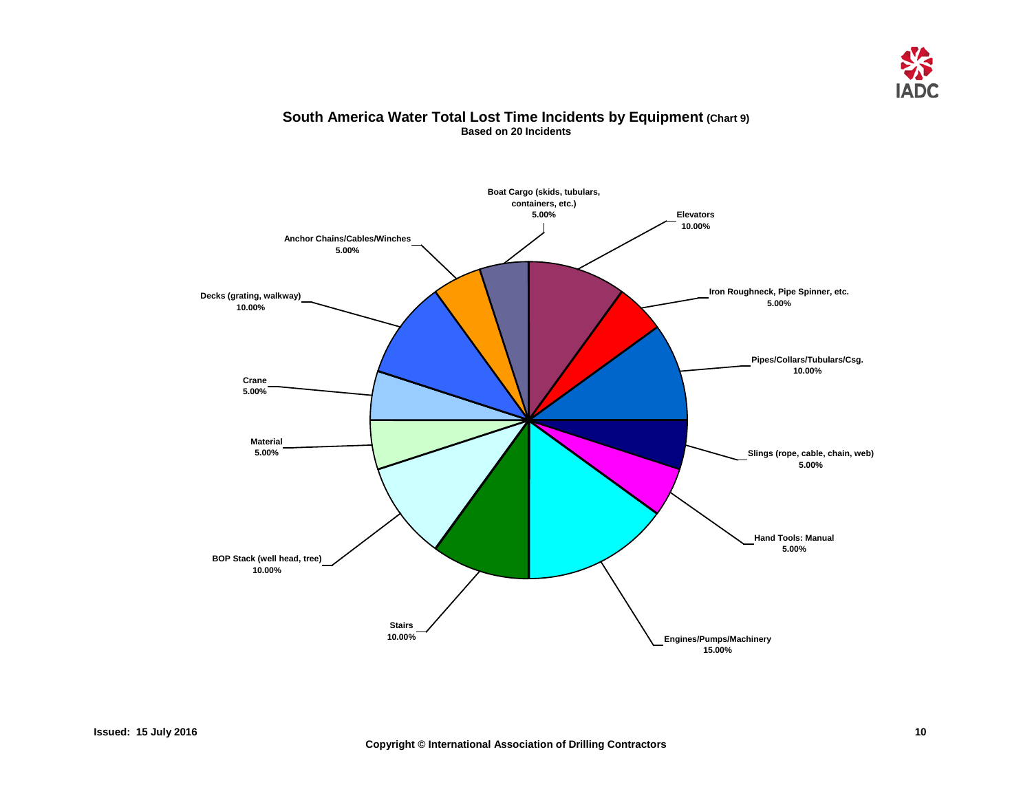# South America Water Total Lost Time Incidents by Equipment (Chart 9)

**Based on 20 Incidents**

Boat Cargo (skids, tubulars, containers, etc.)
5.00%

Elevators
10.00%

Iron Roughneck, Pipe Spinner, etc.
5.00%

Pipes/Collars/Tubulars/Csg.
10.00%

Slings (rope, cable, chain, web)
5.00%

Hand Tools: Manual
5.00%

Engines/Pumps/Machinery
15.00%

Stairs
10.00%

BOP Stack (well head, tree)
10.00%

Material
5.00%

Crane
5.00%

Decks (grating, walkway)
10.00%

Anchor Chains/Cables/Winches
5.00%

**Issued: 15 July 2016**

**Copyright © International Association of Drilling Contractors**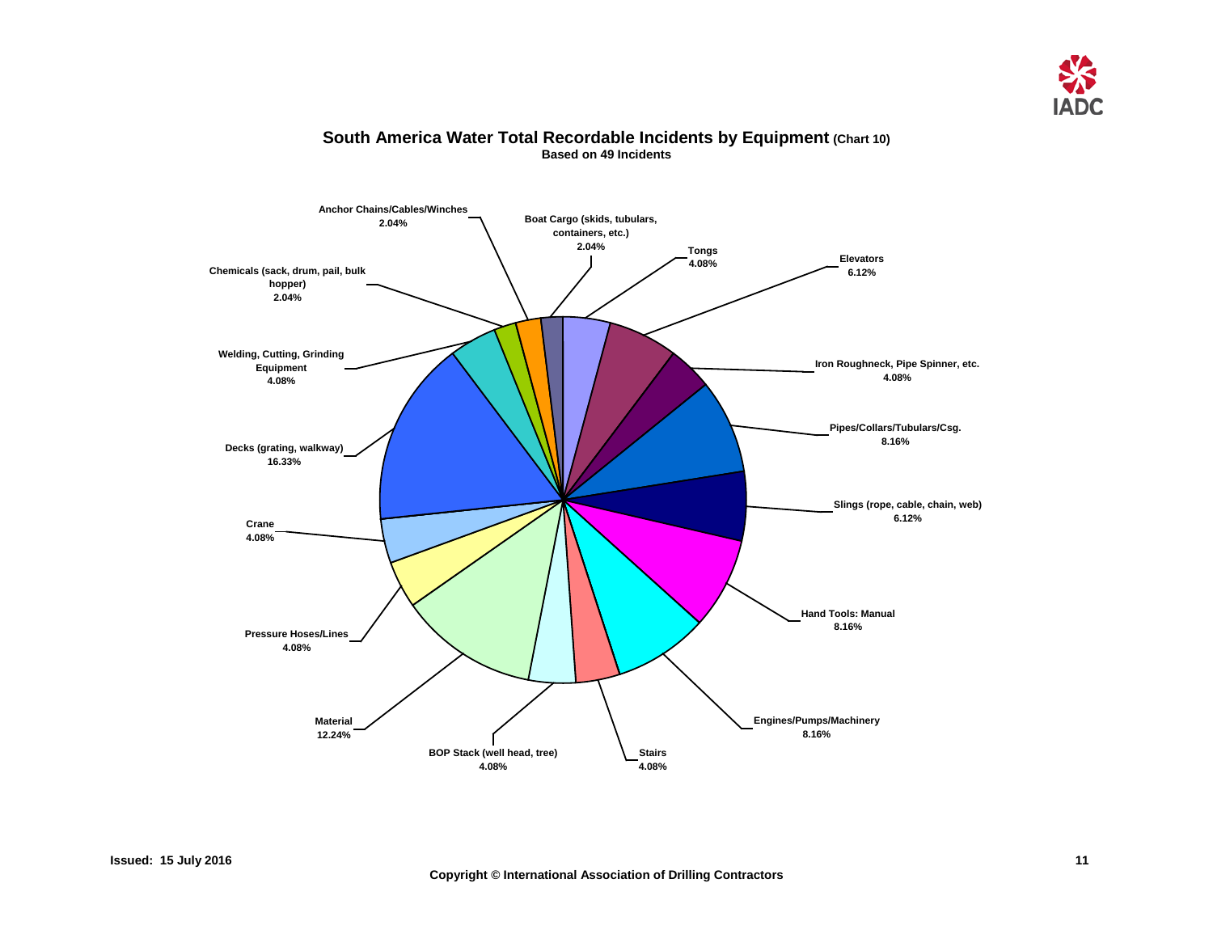## South America Water Total Recordable Incidents by Equipment (Chart 10)

**Based on 49 Incidents**

| Equipment | Percentage |
| --- | --- |
| Tongs | 4.08% |
| Elevators | 6.12% |
| Iron Roughneck, Pipe Spinner, etc. | 4.08% |
| Pipes/Collars/Tubulars/Csg. | 8.16% |
| Slings (rope, cable, chain, web) | 6.12% |
| Hand Tools: Manual | 8.16% |
| Engines/Pumps/Machinery | 8.16% |
| Stairs | 4.08% |
| BOP Stack (well head, tree) | 4.08% |
| Material | 12.24% |
| Pressure Hoses/Lines | 4.08% |
| Crane | 4.08% |
| Decks (grating, walkway) | 16.33% |
| Welding, Cutting, Grinding Equipment | 4.08% |
| Chemicals (sack, drum, pail, bulk hopper) | 2.04% |
| Anchor Chains/Cables/Winches | 2.04% |
| Boat Cargo (skids, tubulars, containers, etc.) | 2.04% |

Issued: 15 July 2016

Copyright © International Association of Drilling Contractors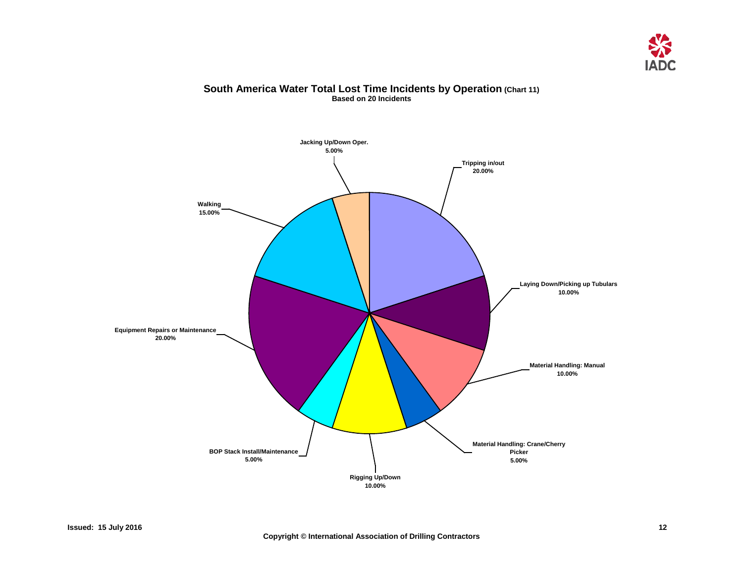## South America Water Total Lost Time Incidents by Operation (Chart 11)

**Based on 20 Incidents**

| Operation | Percentage |
| --- | --- |
| Tripping in/out | 20.00% |
| Laying Down/Picking up Tubulars | 10.00% |
| Material Handling: Manual | 10.00% |
| Material Handling: Crane/Cherry Picker | 5.00% |
| Rigging Up/Down | 10.00% |
| BOP Stack Install/Maintenance | 5.00% |
| Equipment Repairs or Maintenance | 20.00% |
| Walking | 15.00% |
| Jacking Up/Down Oper. | 5.00% |

Issued: 15 July 2016

Copyright © International Association of Drilling Contractors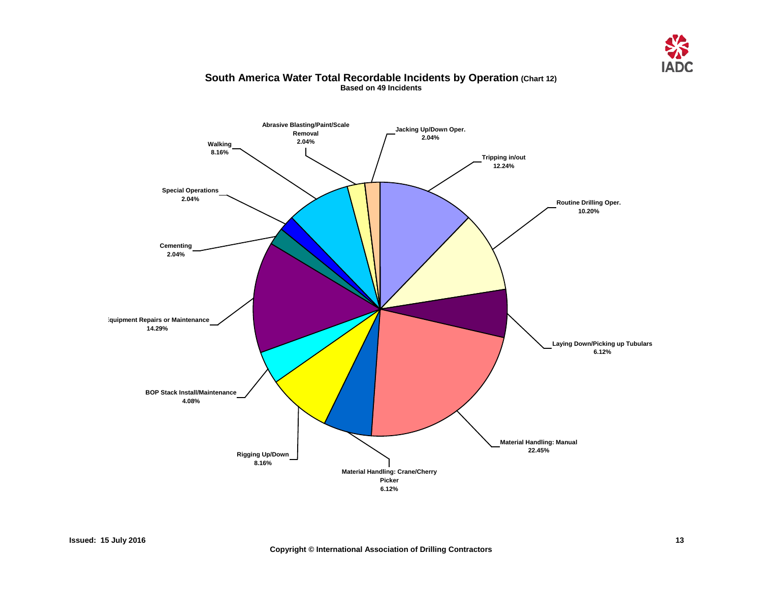**South America Water Total Recordable Incidents by Operation** (Chart 12)

Based on 49 Incidents

| Operation | Percentage |
|---|---|
| Tripping in/out | 12.24% |
| Routine Drilling Oper. | 10.20% |
| Laying Down/Picking up Tubulars | 6.12% |
| Material Handling: Manual | 22.45% |
| Material Handling: Crane/Cherry Picker | 6.12% |
| Rigging Up/Down | 8.16% |
| BOP Stack Install/Maintenance | 4.08% |
| Equipment Repairs or Maintenance | 14.29% |
| Cementing | 2.04% |
| Special Operations | 2.04% |
| Walking | 8.16% |
| Abrasive Blasting/Paint/Scale Removal | 2.04% |
| Jacking Up/Down Oper. | 2.04% |

Issued: 15 July 2016

Copyright © International Association of Drilling Contractors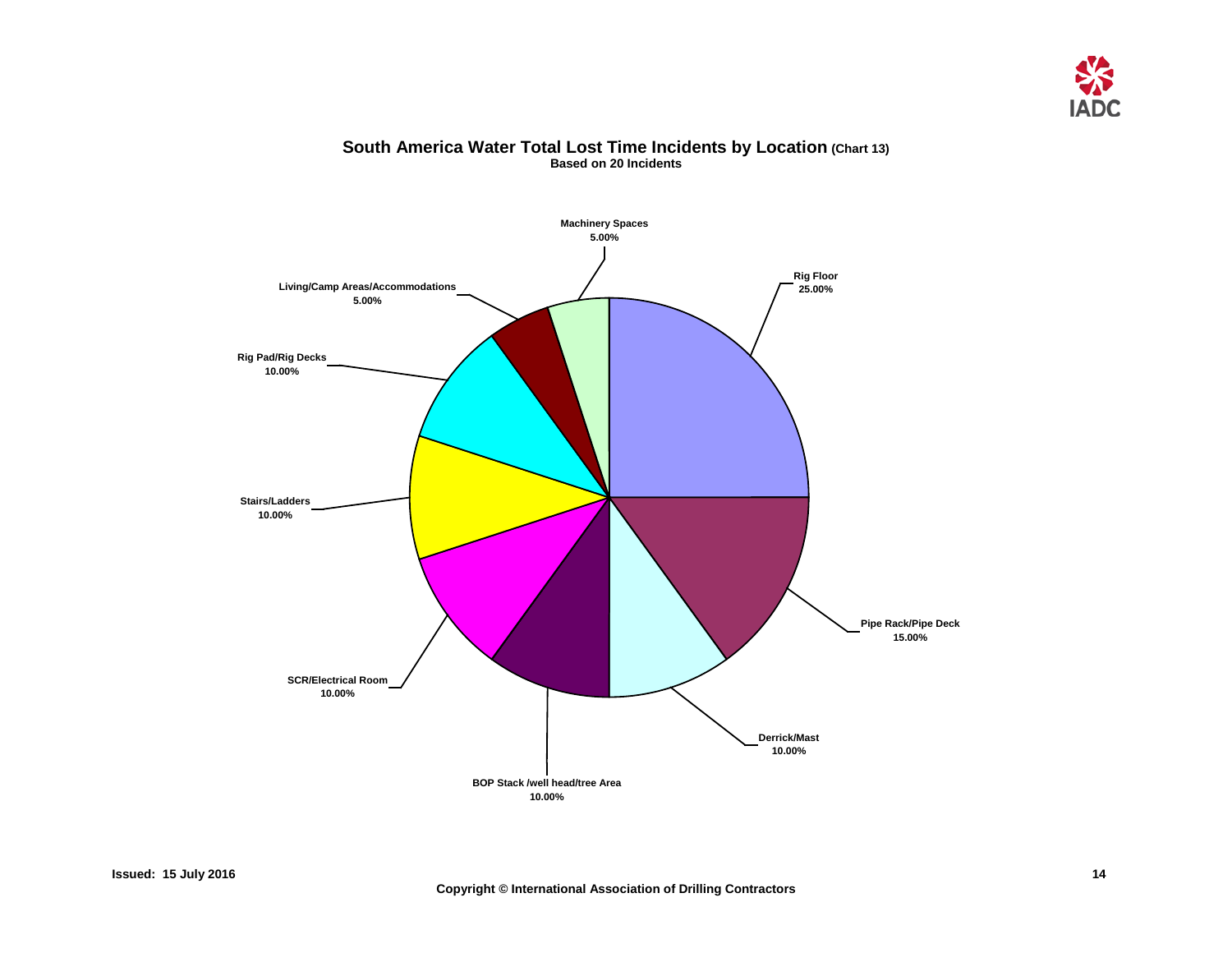## South America Water Total Lost Time Incidents by Location (Chart 13)

**Based on 20 Incidents**

| Location | Percentage |
|---|---|
| Rig Floor | 25.00% |
| Pipe Rack/Pipe Deck | 15.00% |
| Derrick/Mast | 10.00% |
| BOP Stack /well head/tree Area | 10.00% |
| SCR/Electrical Room | 10.00% |
| Stairs/Ladders | 10.00% |
| Rig Pad/Rig Decks | 10.00% |
| Living/Camp Areas/Accommodations | 5.00% |
| Machinery Spaces | 5.00% |

Issued: 15 July 2016

Copyright © International Association of Drilling Contractors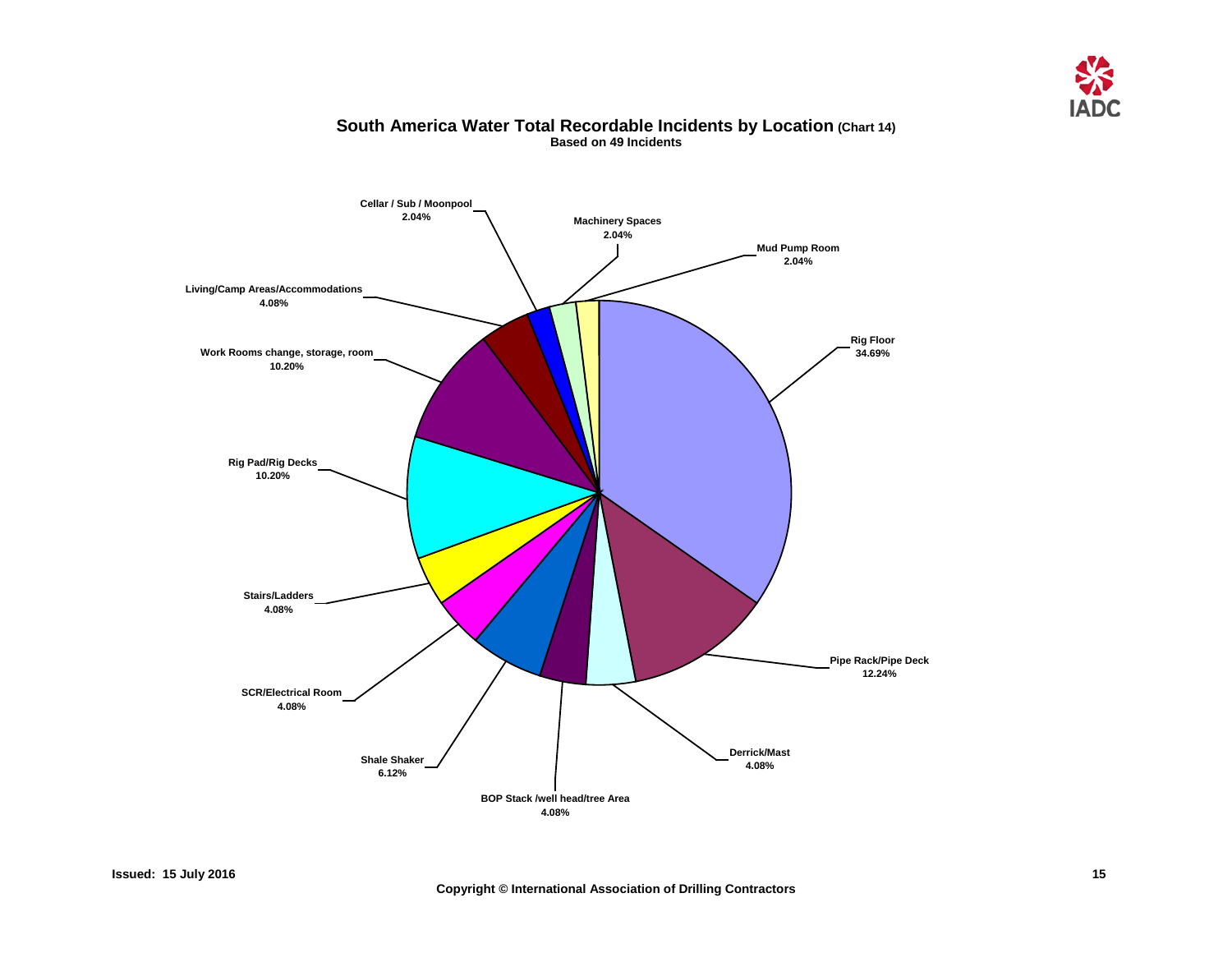## South America Water Total Recordable Incidents by Location (Chart 14)

**Based on 49 Incidents**

| Location | Percentage |
| --- | --- |
| Rig Floor | 34.69% |
| Pipe Rack/Pipe Deck | 12.24% |
| Derrick/Mast | 4.08% |
| BOP Stack /well head/tree Area | 4.08% |
| Shale Shaker | 6.12% |
| SCR/Electrical Room | 4.08% |
| Stairs/Ladders | 4.08% |
| Rig Pad/Rig Decks | 10.20% |
| Work Rooms change, storage, room | 10.20% |
| Living/Camp Areas/Accommodations | 4.08% |
| Cellar / Sub / Moonpool | 2.04% |
| Machinery Spaces | 2.04% |
| Mud Pump Room | 2.04% |

**Issued: 15 July 2016**

**Copyright © International Association of Drilling Contractors**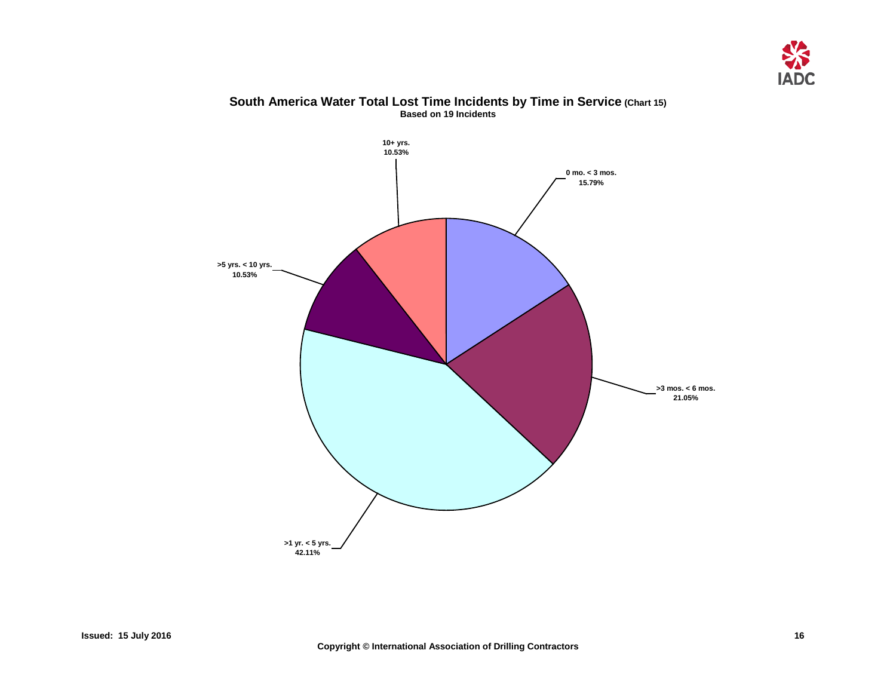## South America Water Total Lost Time Incidents by Time in Service (Chart 15)

**Based on 19 Incidents**

| Time in Service | Percentage |
| --- | --- |
| 0 mo. < 3 mos. | 15.79% |
| >3 mos. < 6 mos. | 21.05% |
| >1 yr. < 5 yrs. | 42.11% |
| >5 yrs. < 10 yrs. | 10.53% |
| 10+ yrs. | 10.53% |

Issued: 15 July 2016

Copyright © International Association of Drilling Contractors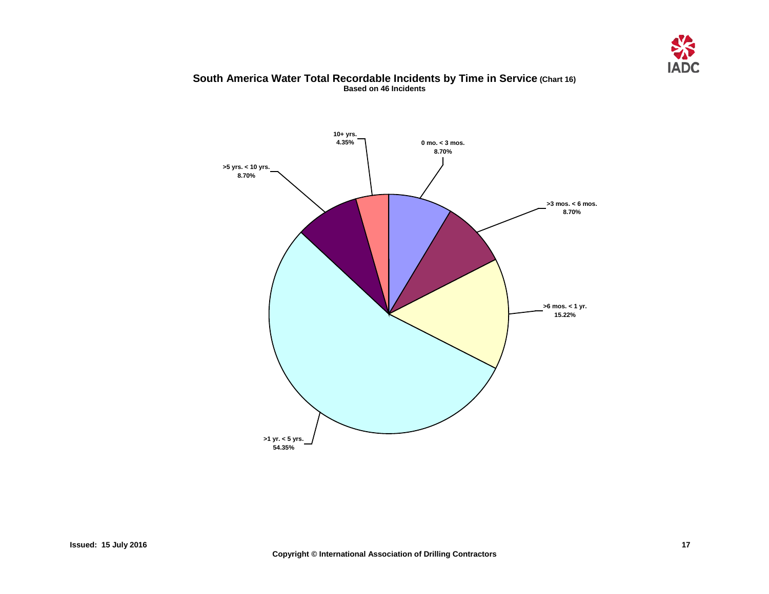## South America Water Total Recordable Incidents by Time in Service (Chart 16)

**Based on 46 Incidents**

| Time in Service | Percentage |
|---|---|
| 0 mo. < 3 mos. | 8.70% |
| >3 mos. < 6 mos. | 8.70% |
| >6 mos. < 1 yr. | 15.22% |
| >1 yr. < 5 yrs. | 54.35% |
| >5 yrs. < 10 yrs. | 8.70% |
| 10+ yrs. | 4.35% |

Issued: 15 July 2016

Copyright © International Association of Drilling Contractors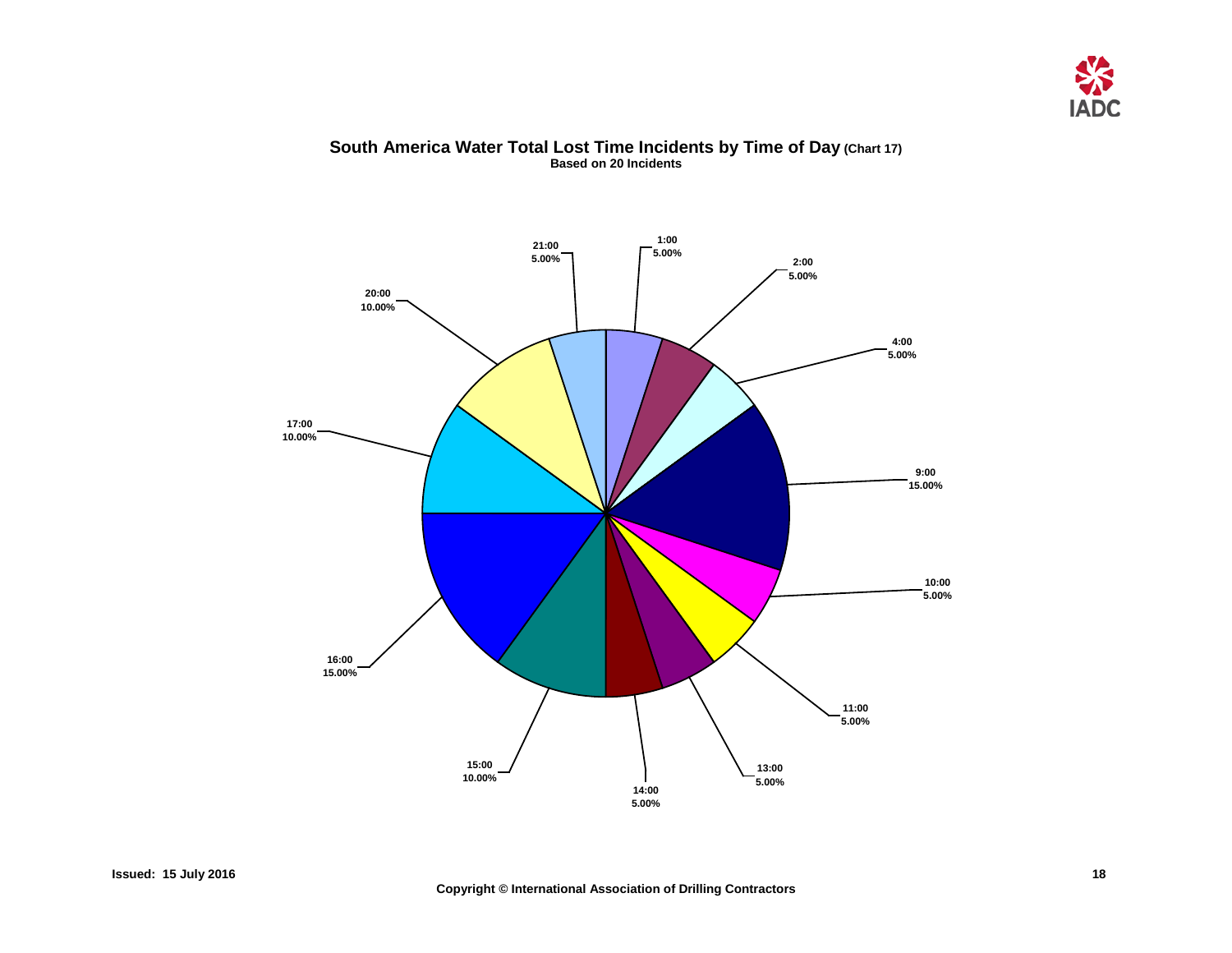## South America Water Total Lost Time Incidents by Time of Day (Chart 17)

**Based on 20 Incidents**

| Time of Day | Percentage |
|---|---|
| 1:00 | 5.00% |
| 2:00 | 5.00% |
| 4:00 | 5.00% |
| 9:00 | 15.00% |
| 10:00 | 5.00% |
| 11:00 | 5.00% |
| 13:00 | 5.00% |
| 14:00 | 5.00% |
| 15:00 | 10.00% |
| 16:00 | 15.00% |
| 17:00 | 10.00% |
| 20:00 | 10.00% |
| 21:00 | 5.00% |

**Issued: 15 July 2016**

**Copyright © International Association of Drilling Contractors**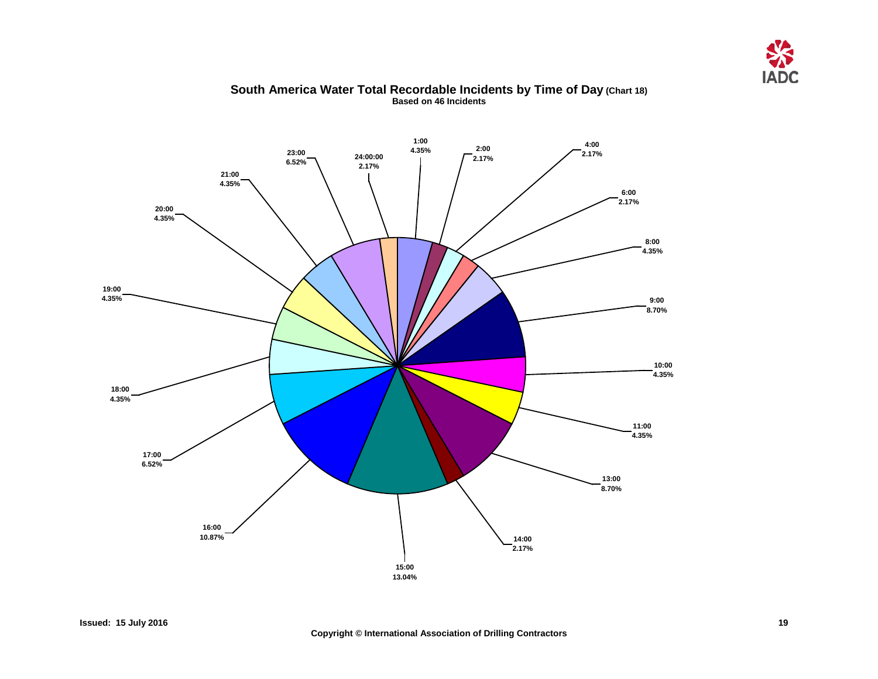## South America Water Total Recordable Incidents by Time of Day (Chart 18)

**Based on 46 Incidents**

| Time | Percentage |
| --- | --- |
| 1:00 | 4.35% |
| 2:00 | 2.17% |
| 4:00 | 2.17% |
| 6:00 | 2.17% |
| 8:00 | 4.35% |
| 9:00 | 8.70% |
| 10:00 | 4.35% |
| 11:00 | 4.35% |
| 13:00 | 8.70% |
| 14:00 | 2.17% |
| 15:00 | 13.04% |
| 16:00 | 10.87% |
| 17:00 | 6.52% |
| 18:00 | 4.35% |
| 19:00 | 4.35% |
| 20:00 | 4.35% |
| 21:00 | 4.35% |
| 23:00 | 6.52% |
| 24:00:00 | 2.17% |

**Issued: 15 July 2016**

**Copyright © International Association of Drilling Contractors**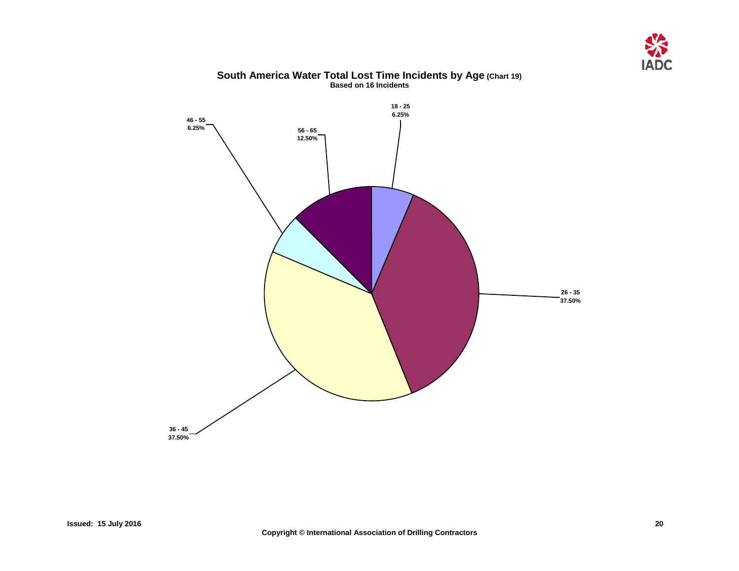## South America Water Total Lost Time Incidents by Age (Chart 19)

**Based on 16 Incidents**

| Age | Percentage |
|---|---|
| 18 - 25 | 6.25% |
| 26 - 35 | 37.50% |
| 36 - 45 | 37.50% |
| 46 - 55 | 6.25% |
| 56 - 65 | 12.50% |

**Issued: 15 July 2016**

**Copyright © International Association of Drilling Contractors**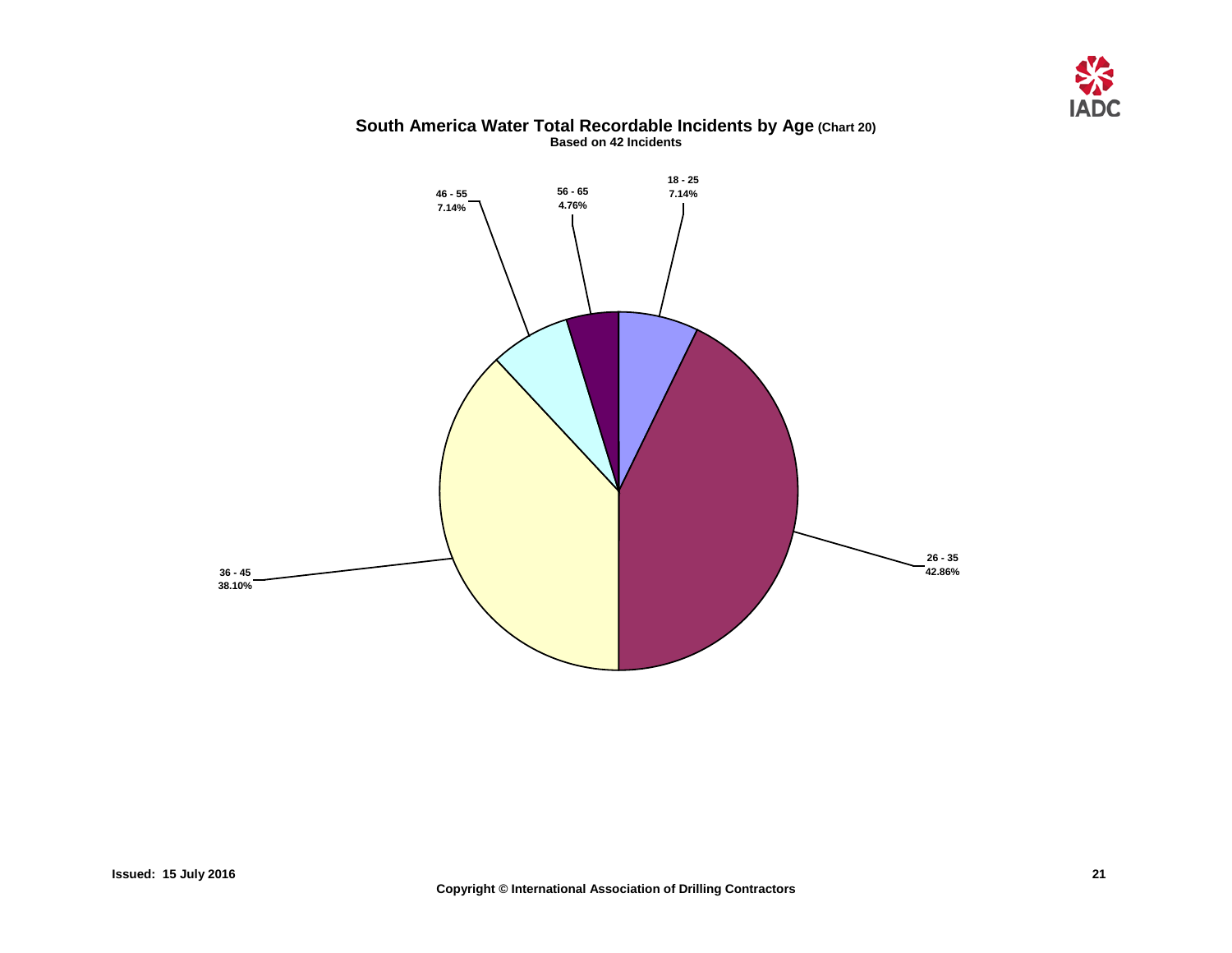## South America Water Total Recordable Incidents by Age (Chart 20)

**Based on 42 Incidents**

18 - 25
7.14%

26 - 35
42.86%

36 - 45
38.10%

46 - 55
7.14%

56 - 65
4.76%

Issued: 15 July 2016

Copyright © International Association of Drilling Contractors